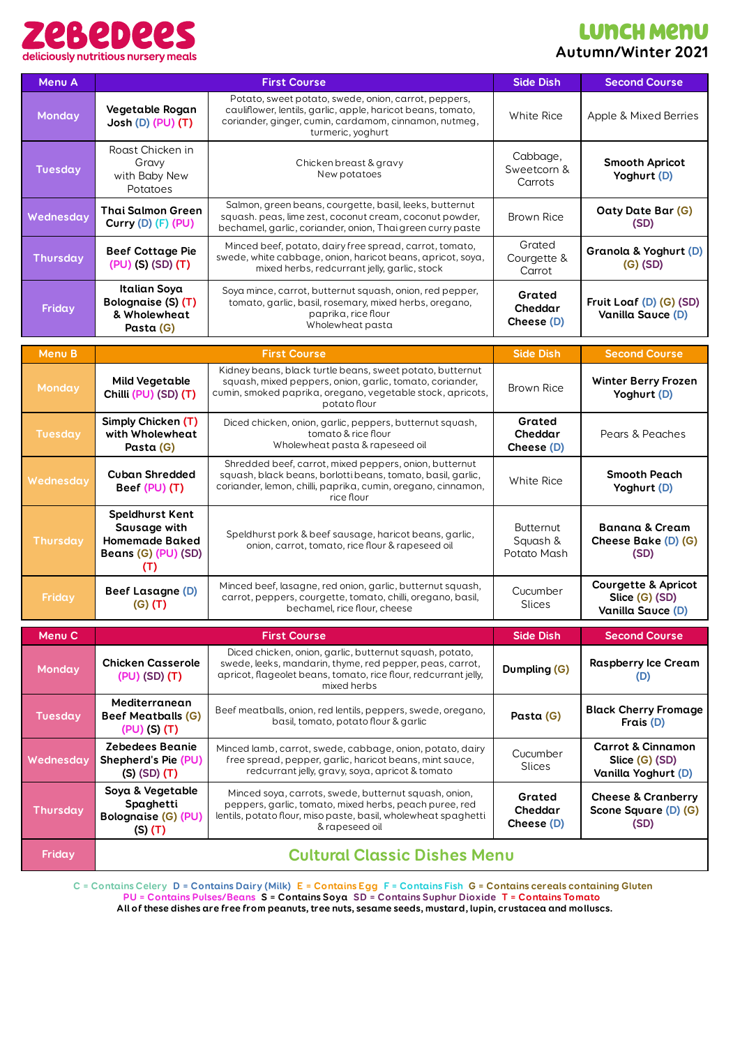# zebedees

deliciously nutritious nursery meals

## Lunch Menu

**Autumn/Winter 2021**

| Menu A | First Course | | Side Dish | Second Course |
|---|---|---|---|---|
| Monday | **Vegetable Rogan Josh (D) (PU) (T)** | Potato, sweet potato, swede, onion, carrot, peppers, cauliflower, lentils, garlic, apple, haricot beans, tomato, coriander, ginger, cumin, cardamom, cinnamon, nutmeg, turmeric, yoghurt | White Rice | Apple & Mixed Berries |
| Tuesday | Roast Chicken in Gravy with Baby New Potatoes | Chicken breast & gravy New potatoes | Cabbage, Sweetcorn & Carrots | **Smooth Apricot Yoghurt (D)** |
| Wednesday | **Thai Salmon Green Curry (D) (F) (PU)** | Salmon, green beans, courgette, basil, leeks, butternut squash. peas, lime zest, coconut cream, coconut powder, bechamel, garlic, coriander, onion, Thai green curry paste | Brown Rice | **Oaty Date Bar (G) (SD)** |
| Thursday | **Beef Cottage Pie (PU) (S) (SD) (T)** | Minced beef, potato, dairy free spread, carrot, tomato, swede, white cabbage, onion, haricot beans, apricot, soya, mixed herbs, redcurrant jelly, garlic, stock | Grated Courgette & Carrot | **Granola & Yoghurt (D) (G) (SD)** |
| Friday | **Italian Soya Bolognaise (S) (T) & Wholewheat Pasta (G)** | Soya mince, carrot, butternut squash, onion, red pepper, tomato, garlic, basil, rosemary, mixed herbs, oregano, paprika, rice flour Wholewheat pasta | **Grated Cheddar Cheese (D)** | **Fruit Loaf (D) (G) (SD) Vanilla Sauce (D)** |

| Menu B | First Course | | Side Dish | Second Course |
|---|---|---|---|---|
| Monday | **Mild Vegetable Chilli (PU) (SD) (T)** | Kidney beans, black turtle beans, sweet potato, butternut squash, mixed peppers, onion, garlic, tomato, coriander, cumin, smoked paprika, oregano, vegetable stock, apricots, potato flour | Brown Rice | **Winter Berry Frozen Yoghurt (D)** |
| Tuesday | **Simply Chicken (T) with Wholewheat Pasta (G)** | Diced chicken, onion, garlic, peppers, butternut squash, tomato & rice flour Wholewheat pasta & rapeseed oil | **Grated Cheddar Cheese (D)** | Pears & Peaches |
| Wednesday | **Cuban Shredded Beef (PU) (T)** | Shredded beef, carrot, mixed peppers, onion, butternut squash, black beans, borlotti beans, tomato, basil, garlic, coriander, lemon, chilli, paprika, cumin, oregano, cinnamon, rice flour | White Rice | **Smooth Peach Yoghurt (D)** |
| Thursday | **Speldhurst Kent Sausage with Homemade Baked Beans (G) (PU) (SD) (T)** | Speldhurst pork & beef sausage, haricot beans, garlic, onion, carrot, tomato, rice flour & rapeseed oil | Butternut Squash & Potato Mash | **Banana & Cream Cheese Bake (D) (G) (SD)** |
| Friday | **Beef Lasagne (D) (G) (T)** | Minced beef, lasagne, red onion, garlic, butternut squash, carrot, peppers, courgette, tomato, chilli, oregano, basil, bechamel, rice flour, cheese | Cucumber Slices | **Courgette & Apricot Slice (G) (SD) Vanilla Sauce (D)** |

| Menu C | First Course | | Side Dish | Second Course |
|---|---|---|---|---|
| Monday | **Chicken Casserole (PU) (SD) (T)** | Diced chicken, onion, garlic, butternut squash, potato, swede, leeks, mandarin, thyme, red pepper, peas, carrot, apricot, flageolet beans, tomato, rice flour, redcurrant jelly, mixed herbs | **Dumpling (G)** | **Raspberry Ice Cream (D)** |
| Tuesday | **Mediterranean Beef Meatballs (G) (PU) (S) (T)** | Beef meatballs, onion, red lentils, peppers, swede, oregano, basil, tomato, potato flour & garlic | **Pasta (G)** | **Black Cherry Fromage Frais (D)** |
| Wednesday | **Zebedees Beanie Shepherd's Pie (PU) (S) (SD) (T)** | Minced lamb, carrot, swede, cabbage, onion, potato, dairy free spread, pepper, garlic, haricot beans, mint sauce, redcurrant jelly, gravy, soya, apricot & tomato | Cucumber Slices | **Carrot & Cinnamon Slice (G) (SD) Vanilla Yoghurt (D)** |
| Thursday | **Soya & Vegetable Spaghetti Bolognaise (G) (PU) (S) (T)** | Minced soya, carrots, swede, butternut squash, onion, peppers, garlic, tomato, mixed herbs, peach puree, red lentils, potato flour, miso paste, basil, wholewheat spaghetti & rapeseed oil | **Grated Cheddar Cheese (D)** | **Cheese & Cranberry Scone Square (D) (G) (SD)** |
| Friday | **Cultural Classic Dishes Menu** | | | |

C = Contains Celery  D = Contains Dairy (Milk)  E = Contains Egg  F = Contains Fish  G = Contains cereals containing Gluten
PU = Contains Pulses/Beans  S = Contains Soya  SD = Contains Suphur Dioxide  T = Contains Tomato
**All of these dishes are free from peanuts, tree nuts, sesame seeds, mustard, lupin, crustacea and molluscs.**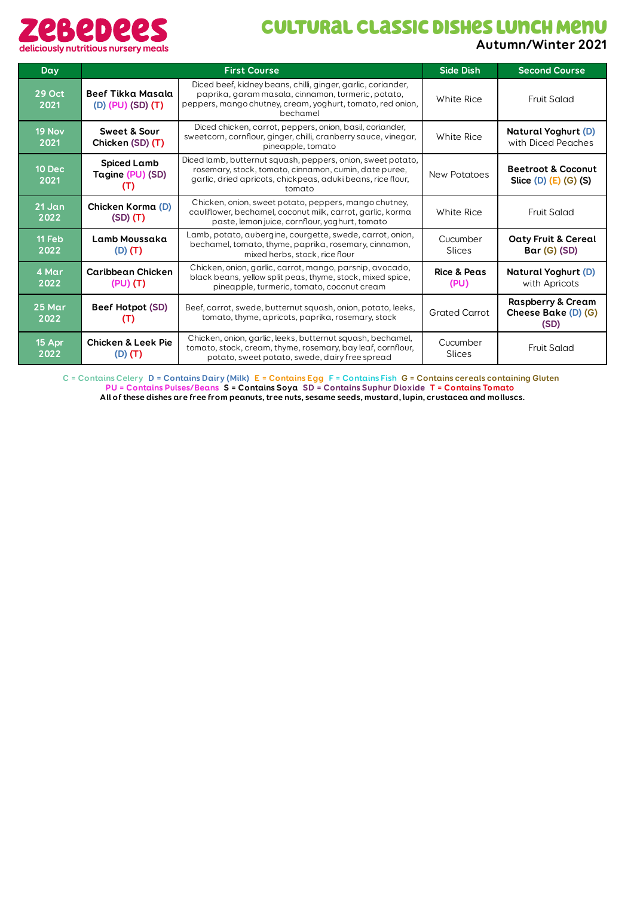zebedees
deliciously nutritious nursery meals

# CULTURAL CLASSIC DISHES LUNCH MENU

## Autumn/Winter 2021

| Day | First Course | | Side Dish | Second Course |
|---|---|---|---|---|
| 29 Oct 2021 | **Beef Tikka Masala** (D) (PU) (SD) (T) | Diced beef, kidney beans, chilli, ginger, garlic, coriander, paprika, garam masala, cinnamon, turmeric, potato, peppers, mango chutney, cream, yoghurt, tomato, red onion, bechamel | White Rice | Fruit Salad |
| 19 Nov 2021 | **Sweet & Sour Chicken** (SD) (T) | Diced chicken, carrot, peppers, onion, basil, coriander, sweetcorn, cornflour, ginger, chilli, cranberry sauce, vinegar, pineapple, tomato | White Rice | **Natural Yoghurt** (D) with Diced Peaches |
| 10 Dec 2021 | **Spiced Lamb Tagine** (PU) (SD) (T) | Diced lamb, butternut squash, peppers, onion, sweet potato, rosemary, stock, tomato, cinnamon, cumin, date puree, garlic, dried apricots, chickpeas, aduki beans, rice flour, tomato | New Potatoes | **Beetroot & Coconut Slice** (D) (E) (G) (S) |
| 21 Jan 2022 | **Chicken Korma** (D) (SD) (T) | Chicken, onion, sweet potato, peppers, mango chutney, cauliflower, bechamel, coconut milk, carrot, garlic, korma paste, lemon juice, cornflour, yoghurt, tomato | White Rice | Fruit Salad |
| 11 Feb 2022 | **Lamb Moussaka** (D) (T) | Lamb, potato, aubergine, courgette, swede, carrot, onion, bechamel, tomato, thyme, paprika, rosemary, cinnamon, mixed herbs, stock, rice flour | Cucumber Slices | **Oaty Fruit & Cereal Bar** (G) (SD) |
| 4 Mar 2022 | **Caribbean Chicken** (PU) (T) | Chicken, onion, garlic, carrot, mango, parsnip, avocado, black beans, yellow split peas, thyme, stock, mixed spice, pineapple, turmeric, tomato, coconut cream | **Rice & Peas** (PU) | **Natural Yoghurt** (D) with Apricots |
| 25 Mar 2022 | **Beef Hotpot** (SD) (T) | Beef, carrot, swede, butternut squash, onion, potato, leeks, tomato, thyme, apricots, paprika, rosemary, stock | Grated Carrot | **Raspberry & Cream Cheese Bake** (D) (G) (SD) |
| 15 Apr 2022 | **Chicken & Leek Pie** (D) (T) | Chicken, onion, garlic, leeks, butternut squash, bechamel, tomato, stock, cream, thyme, rosemary, bay leaf, cornflour, potato, sweet potato, swede, dairy free spread | Cucumber Slices | Fruit Salad |

C = Contains Celery D = Contains Dairy (Milk) E = Contains Egg F = Contains Fish G = Contains cereals containing Gluten
PU = Contains Pulses/Beans S = Contains Soya SD = Contains Suphur Dioxide T = Contains Tomato
**All of these dishes are free from peanuts, tree nuts, sesame seeds, mustard, lupin, crustacea and molluscs.**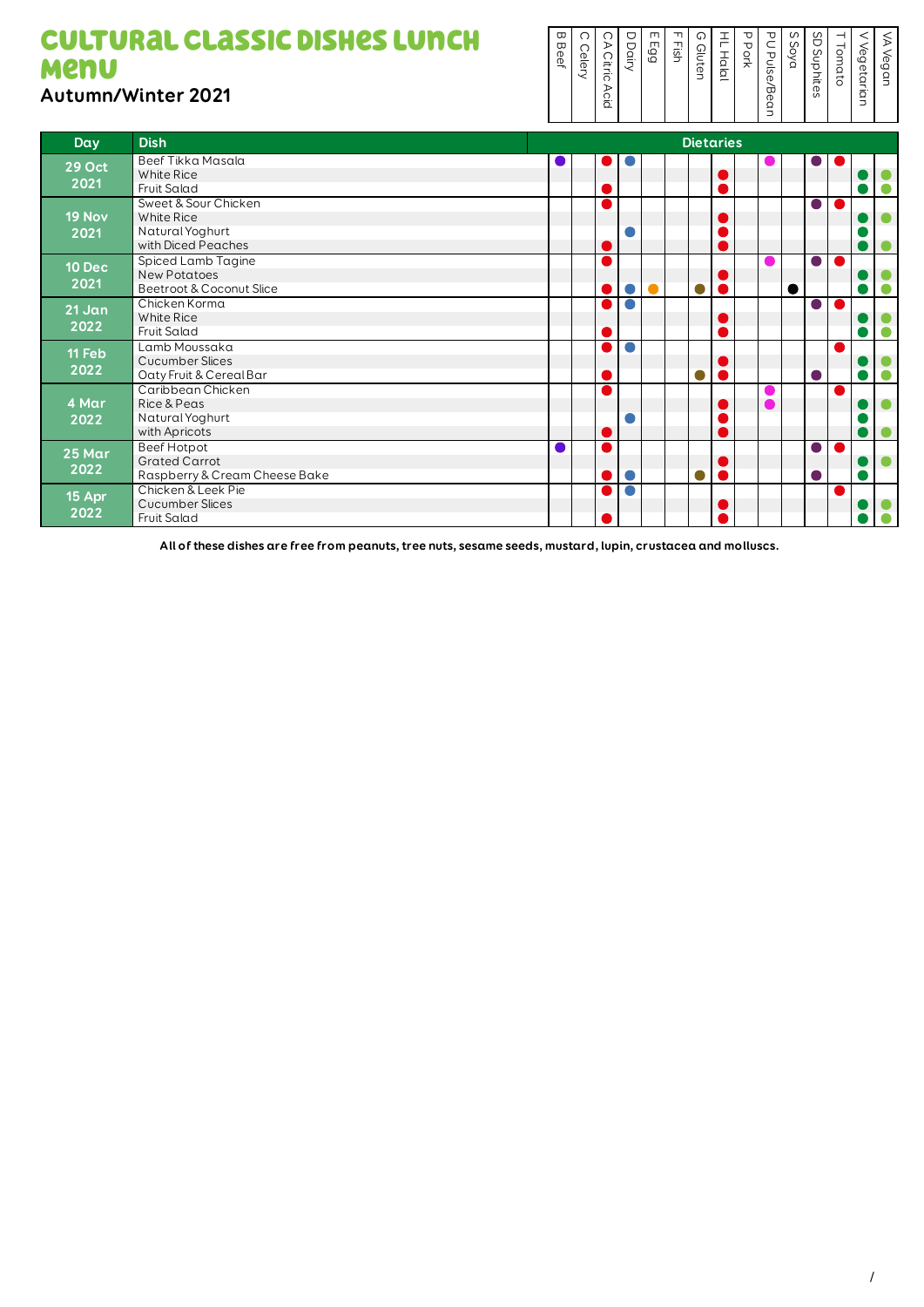# CULTURAL CLASSIC DISHES LUNCH MENU

## Autumn/Winter 2021

| Day | Dish | B Beef | C Celery | CA Citric Acid | D Dairy | E Egg | F Fish | G Gluten | HL Halal | P Pork | PU Pulse/Bean | S Soya | SD Sulphites | T Tomato | V Vegetarian | VA Vegan |
|---|---|---|---|---|---|---|---|---|---|---|---|---|---|---|---|---|
| 29 Oct 2021 | Beef Tikka Masala | ● | | ● | ● | | | | | | ● | | ● | ● | | |
| | White Rice | | | | | | | | ● | | | | | | ● | ● |
| | Fruit Salad | | | ● | | | | | ● | | | | | | ● | ● |
| 19 Nov 2021 | Sweet & Sour Chicken | | | ● | | | | | | | | | ● | ● | | |
| | White Rice | | | | | | | | ● | | | | | | ● | ● |
| | Natural Yoghurt | | | | ● | | | | ● | | | | | | ● | |
| | with Diced Peaches | | | ● | | | | | ● | | | | | | ● | ● |
| 10 Dec 2021 | Spiced Lamb Tagine | | | ● | | | | | | | ● | | ● | ● | | |
| | New Potatoes | | | | | | | | ● | | | | | | ● | ● |
| | Beetroot & Coconut Slice | | | ● | ● | ● | | ● | ● | | | ● | | | ● | ● |
| 21 Jan 2022 | Chicken Korma | | | ● | ● | | | | | | | | ● | ● | | |
| | White Rice | | | | | | | | ● | | | | | | ● | ● |
| | Fruit Salad | | | ● | | | | | ● | | | | | | ● | ● |
| 11 Feb 2022 | Lamb Moussaka | | | ● | ● | | | | | | | | | ● | | |
| | Cucumber Slices | | | | | | | | ● | | | | | | ● | ● |
| | Oaty Fruit & Cereal Bar | | | ● | | | | ● | ● | | | | ● | | ● | ● |
| 4 Mar 2022 | Caribbean Chicken | | | ● | | | | | | | ● | | | ● | | |
| | Rice & Peas | | | | | | | | ● | | ● | | | | ● | ● |
| | Natural Yoghurt | | | | ● | | | | ● | | | | | | ● | |
| | with Apricots | | | ● | | | | | ● | | | | | | ● | ● |
| 25 Mar 2022 | Beef Hotpot | ● | | ● | | | | | | | | | ● | ● | | |
| | Grated Carrot | | | | | | | | ● | | | | | | ● | ● |
| | Raspberry & Cream Cheese Bake | | | ● | ● | | | ● | ● | | | | ● | | ● | |
| 15 Apr 2022 | Chicken & Leek Pie | | | ● | ● | | | | | | | | | ● | | |
| | Cucumber Slices | | | | | | | | ● | | | | | | ● | ● |
| | Fruit Salad | | | ● | | | | | ● | | | | | | ● | ● |

**All of these dishes are free from peanuts, tree nuts, sesame seeds, mustard, lupin, crustacea and molluscs.**